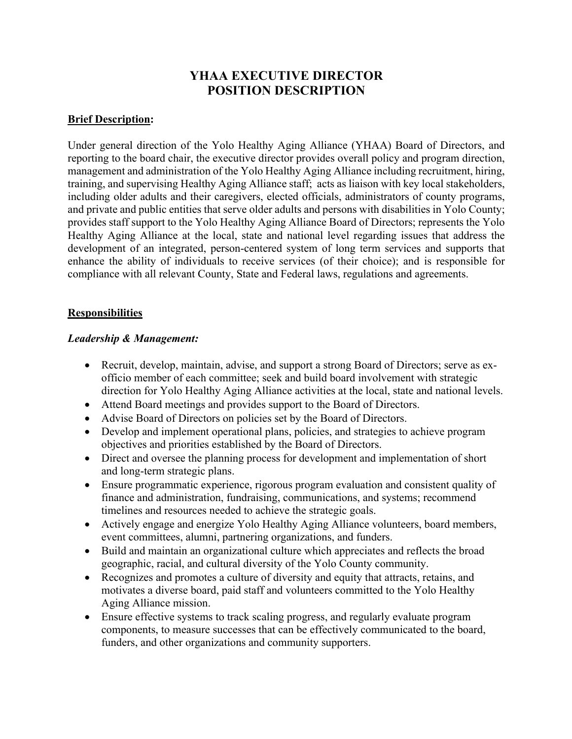# YHAA EXECUTIVE DIRECTOR
# POSITION DESCRIPTION

**<u>Brief Description</u>:**

Under general direction of the Yolo Healthy Aging Alliance (YHAA) Board of Directors, and reporting to the board chair, the executive director provides overall policy and program direction, management and administration of the Yolo Healthy Aging Alliance including recruitment, hiring, training, and supervising Healthy Aging Alliance staff; acts as liaison with key local stakeholders, including older adults and their caregivers, elected officials, administrators of county programs, and private and public entities that serve older adults and persons with disabilities in Yolo County; provides staff support to the Yolo Healthy Aging Alliance Board of Directors; represents the Yolo Healthy Aging Alliance at the local, state and national level regarding issues that address the development of an integrated, person-centered system of long term services and supports that enhance the ability of individuals to receive services (of their choice); and is responsible for compliance with all relevant County, State and Federal laws, regulations and agreements.

## <u>Responsibilities</u>

### *Leadership & Management:*

- Recruit, develop, maintain, advise, and support a strong Board of Directors; serve as ex-officio member of each committee; seek and build board involvement with strategic direction for Yolo Healthy Aging Alliance activities at the local, state and national levels.
- Attend Board meetings and provides support to the Board of Directors.
- Advise Board of Directors on policies set by the Board of Directors.
- Develop and implement operational plans, policies, and strategies to achieve program objectives and priorities established by the Board of Directors.
- Direct and oversee the planning process for development and implementation of short and long-term strategic plans.
- Ensure programmatic experience, rigorous program evaluation and consistent quality of finance and administration, fundraising, communications, and systems; recommend timelines and resources needed to achieve the strategic goals.
- Actively engage and energize Yolo Healthy Aging Alliance volunteers, board members, event committees, alumni, partnering organizations, and funders.
- Build and maintain an organizational culture which appreciates and reflects the broad geographic, racial, and cultural diversity of the Yolo County community.
- Recognizes and promotes a culture of diversity and equity that attracts, retains, and motivates a diverse board, paid staff and volunteers committed to the Yolo Healthy Aging Alliance mission.
- Ensure effective systems to track scaling progress, and regularly evaluate program components, to measure successes that can be effectively communicated to the board, funders, and other organizations and community supporters.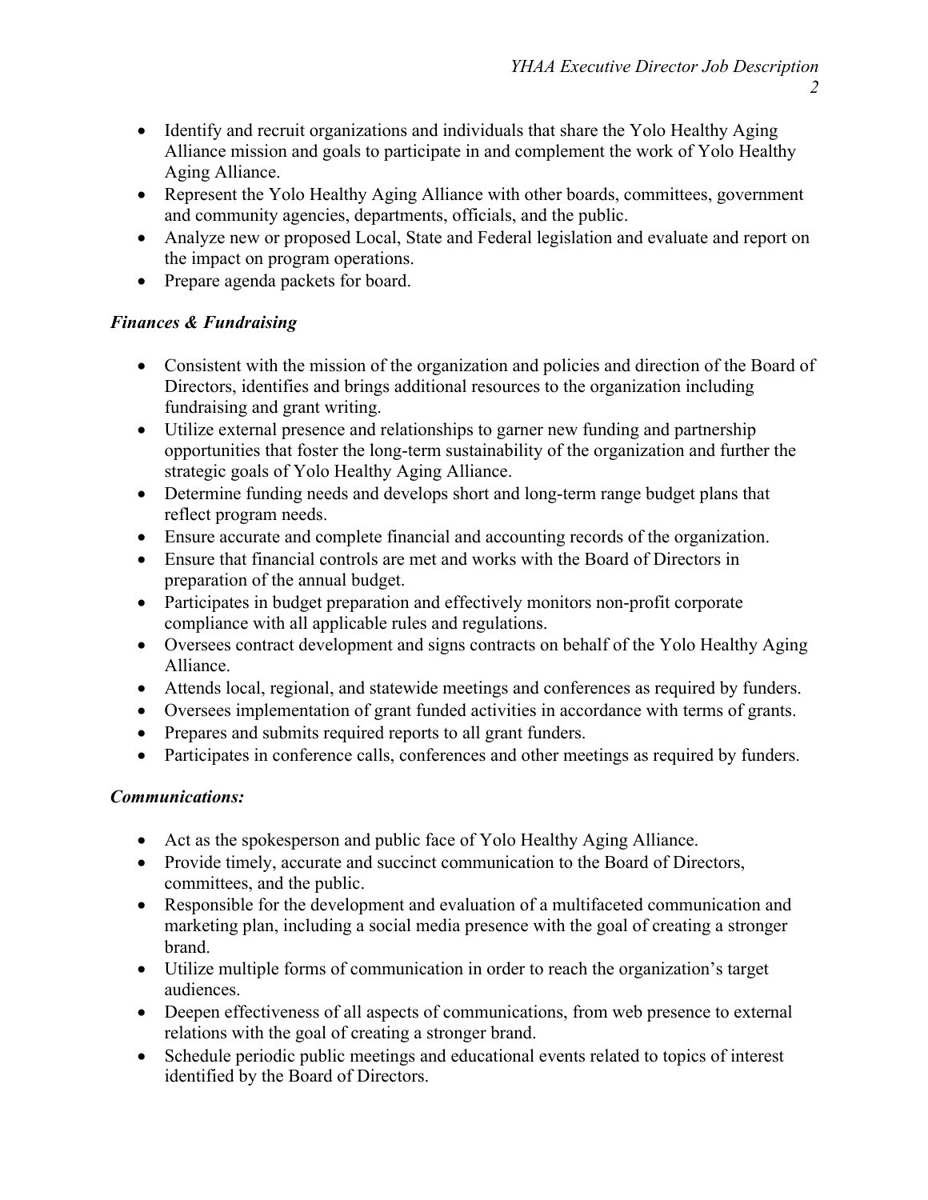- Identify and recruit organizations and individuals that share the Yolo Healthy Aging Alliance mission and goals to participate in and complement the work of Yolo Healthy Aging Alliance.
- Represent the Yolo Healthy Aging Alliance with other boards, committees, government and community agencies, departments, officials, and the public.
- Analyze new or proposed Local, State and Federal legislation and evaluate and report on the impact on program operations.
- Prepare agenda packets for board.

### *Finances & Fundraising*

- Consistent with the mission of the organization and policies and direction of the Board of Directors, identifies and brings additional resources to the organization including fundraising and grant writing.
- Utilize external presence and relationships to garner new funding and partnership opportunities that foster the long-term sustainability of the organization and further the strategic goals of Yolo Healthy Aging Alliance.
- Determine funding needs and develops short and long-term range budget plans that reflect program needs.
- Ensure accurate and complete financial and accounting records of the organization.
- Ensure that financial controls are met and works with the Board of Directors in preparation of the annual budget.
- Participates in budget preparation and effectively monitors non-profit corporate compliance with all applicable rules and regulations.
- Oversees contract development and signs contracts on behalf of the Yolo Healthy Aging Alliance.
- Attends local, regional, and statewide meetings and conferences as required by funders.
- Oversees implementation of grant funded activities in accordance with terms of grants.
- Prepares and submits required reports to all grant funders.
- Participates in conference calls, conferences and other meetings as required by funders.

### *Communications:*

- Act as the spokesperson and public face of Yolo Healthy Aging Alliance.
- Provide timely, accurate and succinct communication to the Board of Directors, committees, and the public.
- Responsible for the development and evaluation of a multifaceted communication and marketing plan, including a social media presence with the goal of creating a stronger brand.
- Utilize multiple forms of communication in order to reach the organization's target audiences.
- Deepen effectiveness of all aspects of communications, from web presence to external relations with the goal of creating a stronger brand.
- Schedule periodic public meetings and educational events related to topics of interest identified by the Board of Directors.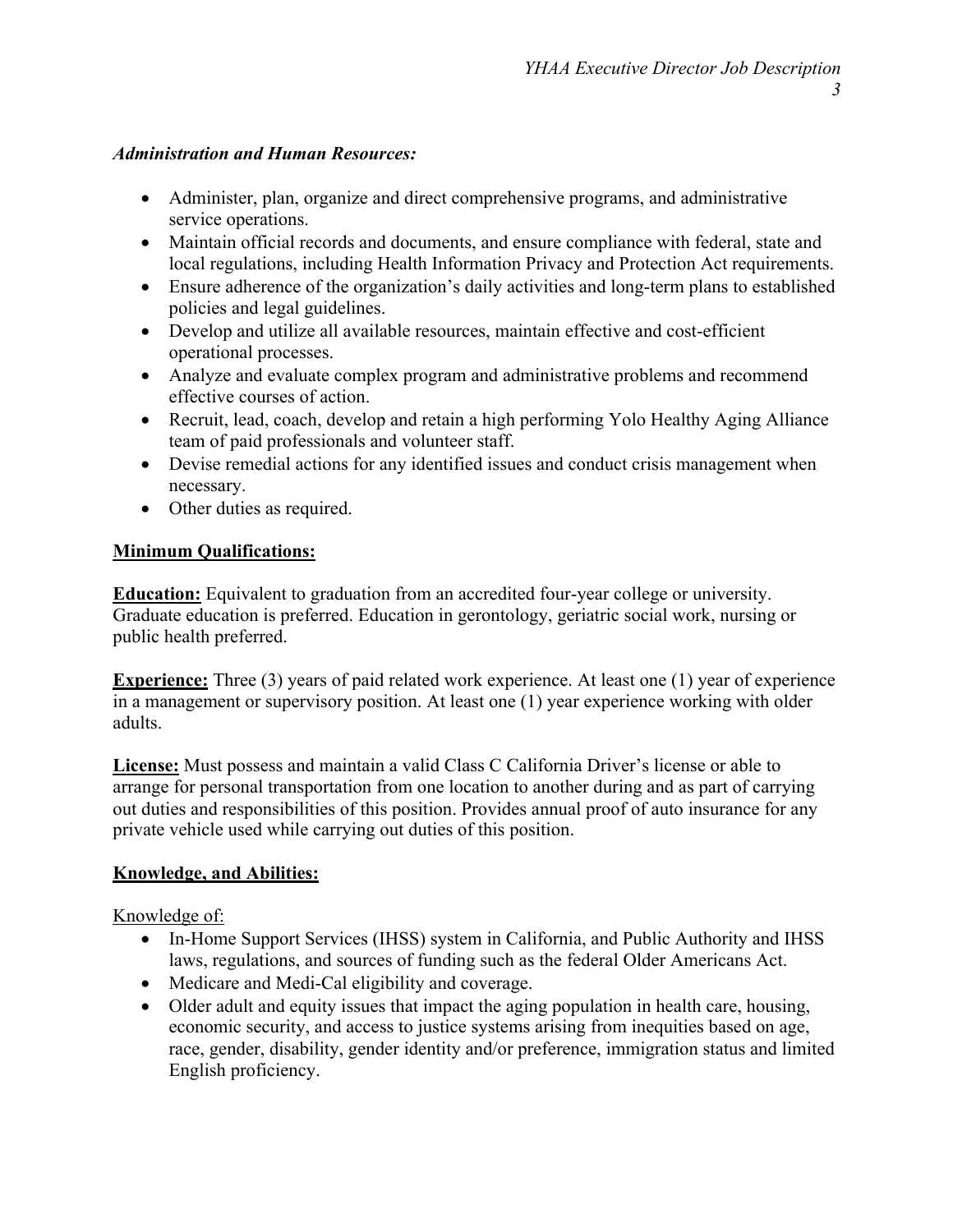***Administration and Human Resources:***

- Administer, plan, organize and direct comprehensive programs, and administrative service operations.
- Maintain official records and documents, and ensure compliance with federal, state and local regulations, including Health Information Privacy and Protection Act requirements.
- Ensure adherence of the organization's daily activities and long-term plans to established policies and legal guidelines.
- Develop and utilize all available resources, maintain effective and cost-efficient operational processes.
- Analyze and evaluate complex program and administrative problems and recommend effective courses of action.
- Recruit, lead, coach, develop and retain a high performing Yolo Healthy Aging Alliance team of paid professionals and volunteer staff.
- Devise remedial actions for any identified issues and conduct crisis management when necessary.
- Other duties as required.

## **Minimum Qualifications:**

**Education:** Equivalent to graduation from an accredited four-year college or university. Graduate education is preferred. Education in gerontology, geriatric social work, nursing or public health preferred.

**Experience:** Three (3) years of paid related work experience. At least one (1) year of experience in a management or supervisory position. At least one (1) year experience working with older adults.

**License:** Must possess and maintain a valid Class C California Driver's license or able to arrange for personal transportation from one location to another during and as part of carrying out duties and responsibilities of this position. Provides annual proof of auto insurance for any private vehicle used while carrying out duties of this position.

## **Knowledge, and Abilities:**

Knowledge of:

- In-Home Support Services (IHSS) system in California, and Public Authority and IHSS laws, regulations, and sources of funding such as the federal Older Americans Act.
- Medicare and Medi-Cal eligibility and coverage.
- Older adult and equity issues that impact the aging population in health care, housing, economic security, and access to justice systems arising from inequities based on age, race, gender, disability, gender identity and/or preference, immigration status and limited English proficiency.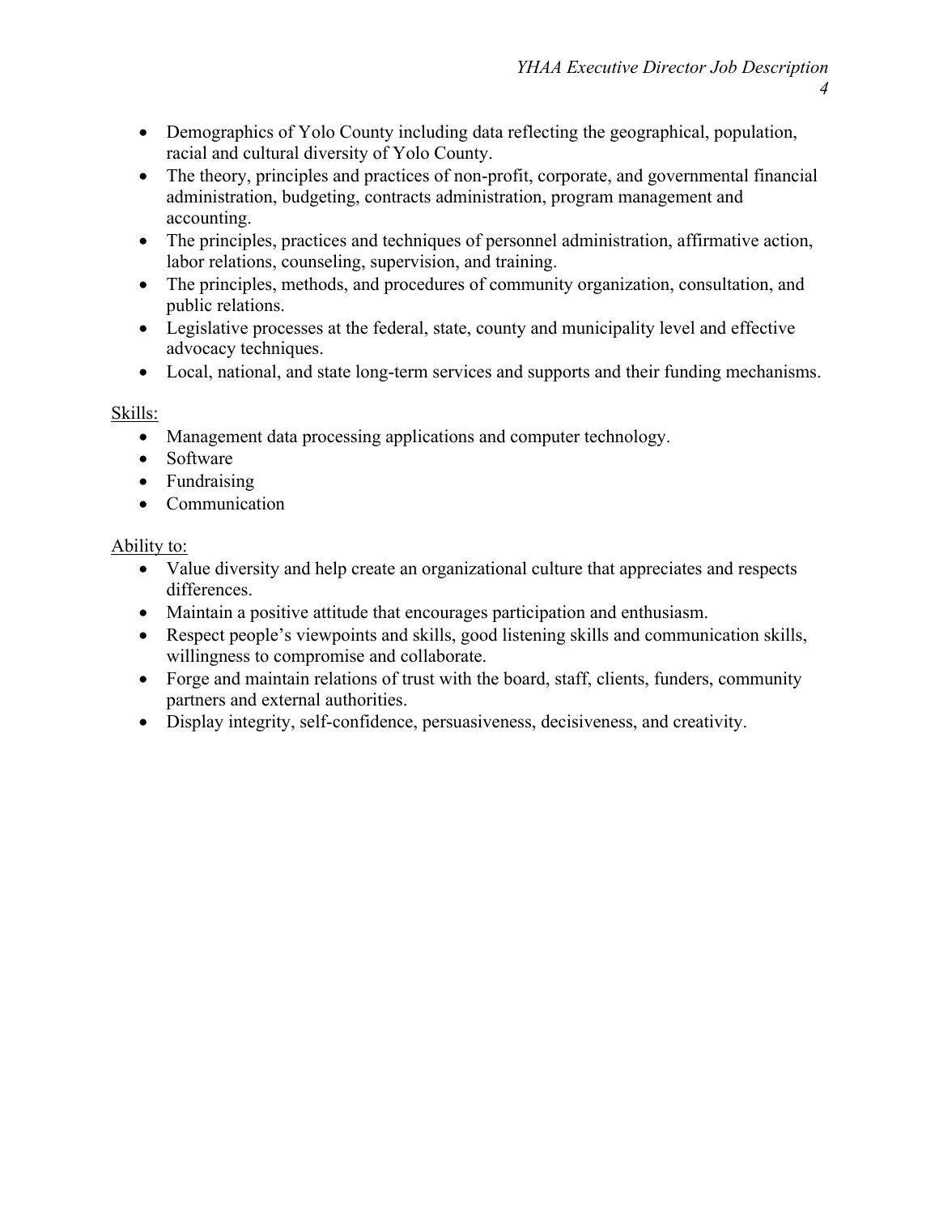- Demographics of Yolo County including data reflecting the geographical, population, racial and cultural diversity of Yolo County.
- The theory, principles and practices of non-profit, corporate, and governmental financial administration, budgeting, contracts administration, program management and accounting.
- The principles, practices and techniques of personnel administration, affirmative action, labor relations, counseling, supervision, and training.
- The principles, methods, and procedures of community organization, consultation, and public relations.
- Legislative processes at the federal, state, county and municipality level and effective advocacy techniques.
- Local, national, and state long-term services and supports and their funding mechanisms.

<u>Skills:</u>

- Management data processing applications and computer technology.
- Software
- Fundraising
- Communication

<u>Ability to:</u>

- Value diversity and help create an organizational culture that appreciates and respects differences.
- Maintain a positive attitude that encourages participation and enthusiasm.
- Respect people's viewpoints and skills, good listening skills and communication skills, willingness to compromise and collaborate.
- Forge and maintain relations of trust with the board, staff, clients, funders, community partners and external authorities.
- Display integrity, self-confidence, persuasiveness, decisiveness, and creativity.